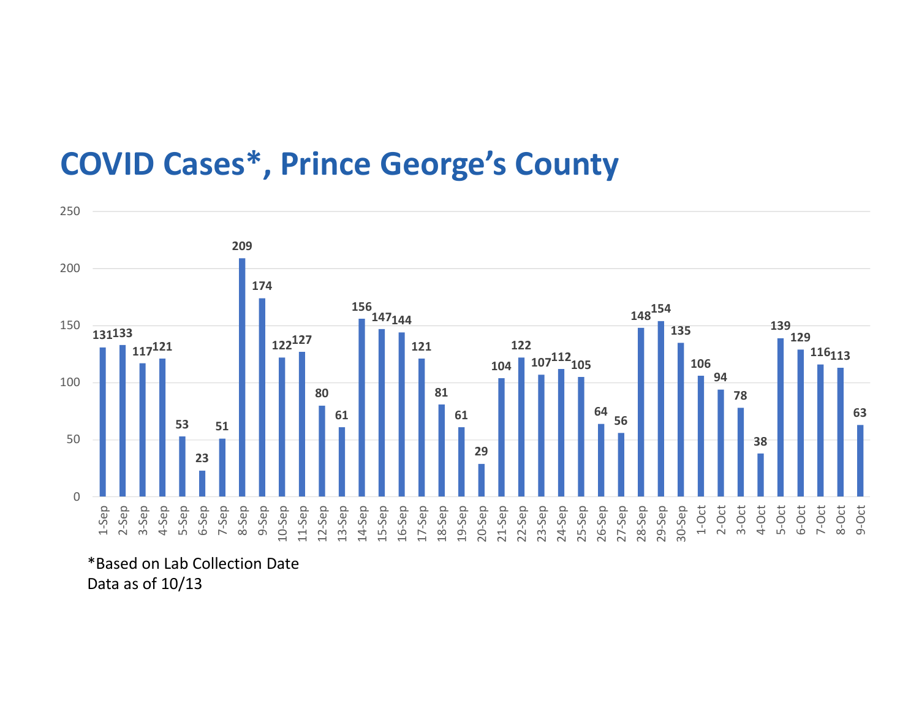# COVID Cases*, Prince George's County

| Date | Cases |
|---|---|
| 1-Sep | 131 |
| 2-Sep | 133 |
| 3-Sep | 117 |
| 4-Sep | 121 |
| 5-Sep | 53 |
| 6-Sep | 23 |
| 7-Sep | 51 |
| 8-Sep | 209 |
| 9-Sep | 174 |
| 10-Sep | 122 |
| 11-Sep | 127 |
| 12-Sep | 80 |
| 13-Sep | 61 |
| 14-Sep | 156 |
| 15-Sep | 147 |
| 16-Sep | 144 |
| 17-Sep | 121 |
| 18-Sep | 81 |
| 19-Sep | 61 |
| 20-Sep | 29 |
| 21-Sep | 104 |
| 22-Sep | 122 |
| 23-Sep | 107 |
| 24-Sep | 112 |
| 25-Sep | 105 |
| 26-Sep | 64 |
| 27-Sep | 56 |
| 28-Sep | 148 |
| 29-Sep | 154 |
| 30-Sep | 135 |
| 1-Oct | 106 |
| 2-Oct | 94 |
| 3-Oct | 78 |
| 4-Oct | 38 |
| 5-Oct | 139 |
| 6-Oct | 129 |
| 7-Oct | 116 |
| 8-Oct | 113 |
| 9-Oct | 63 |

*Based on Lab Collection Date
Data as of 10/13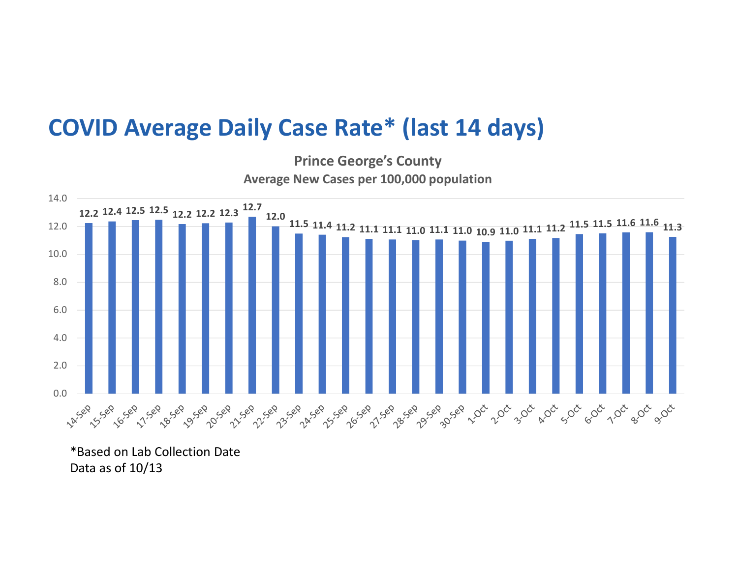# COVID Average Daily Case Rate* (last 14 days)

**Prince George's County**
**Average New Cases per 100,000 population**

| Date | Average New Cases per 100,000 population |
|---|---|
| 14-Sep | 12.2 |
| 15-Sep | 12.4 |
| 16-Sep | 12.5 |
| 17-Sep | 12.5 |
| 18-Sep | 12.2 |
| 19-Sep | 12.2 |
| 20-Sep | 12.3 |
| 21-Sep | 12.7 |
| 22-Sep | 12.0 |
| 23-Sep | 11.5 |
| 24-Sep | 11.4 |
| 25-Sep | 11.2 |
| 26-Sep | 11.1 |
| 27-Sep | 11.1 |
| 28-Sep | 11.0 |
| 29-Sep | 11.1 |
| 30-Sep | 11.0 |
| 1-Oct | 10.9 |
| 2-Oct | 11.0 |
| 3-Oct | 11.1 |
| 4-Oct | 11.2 |
| 5-Oct | 11.5 |
| 6-Oct | 11.5 |
| 7-Oct | 11.6 |
| 8-Oct | 11.6 |
| 9-Oct | 11.3 |

*Based on Lab Collection Date
Data as of 10/13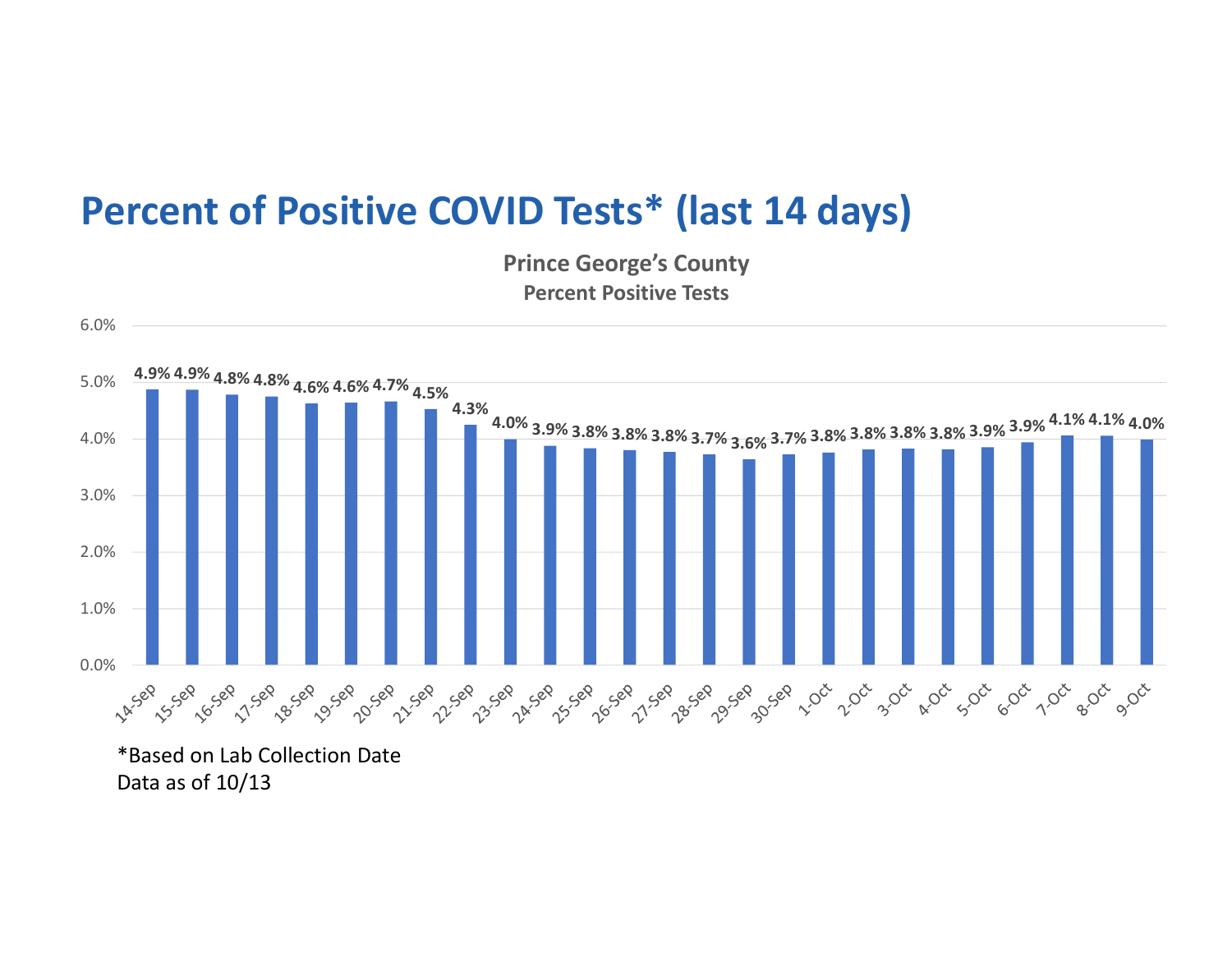# Percent of Positive COVID Tests* (last 14 days)

Prince George's County
Percent Positive Tests

6.0%
5.0%
4.0%
3.0%
2.0%
1.0%
0.0%

4.9% 4.9% 4.8% 4.8% 4.6% 4.6% 4.7% 4.5% 4.3% 4.0% 3.9% 3.8% 3.8% 3.8% 3.7% 3.6% 3.7% 3.8% 3.8% 3.8% 3.8% 3.9% 3.9% 4.1% 4.1% 4.0%

14-Sep 15-Sep 16-Sep 17-Sep 18-Sep 19-Sep 20-Sep 21-Sep 22-Sep 23-Sep 24-Sep 25-Sep 26-Sep 27-Sep 28-Sep 29-Sep 30-Sep 1-Oct 2-Oct 3-Oct 4-Oct 5-Oct 6-Oct 7-Oct 8-Oct 9-Oct

*Based on Lab Collection Date
Data as of 10/13